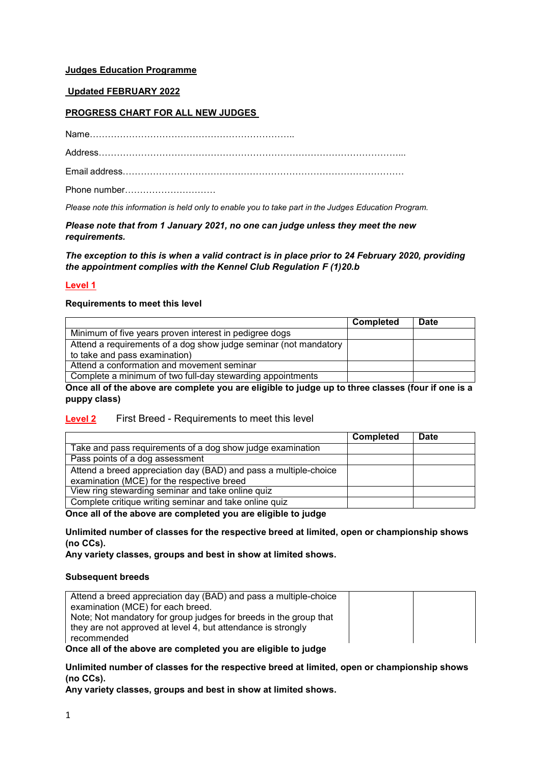**Judges Education Programme**

**Updated FEBRUARY 2022**

**PROGRESS CHART FOR ALL NEW JUDGES**

Name…………………………………………………………..

Address………………………………………………………………………………………...

Email address…………………………………………………………………………………

Phone number…………………………

*Please note this information is held only to enable you to take part in the Judges Education Program.*

***Please note that from 1 January 2021, no one can judge unless they meet the new requirements.***

***The exception to this is when a valid contract is in place prior to 24 February 2020, providing the appointment complies with the Kennel Club Regulation F (1)20.b***

## Level 1

**Requirements to meet this level**

| | Completed | Date |
|---|---|---|
| Minimum of five years proven interest in pedigree dogs | | |
| Attend a requirements of a dog show judge seminar (not mandatory to take and pass examination) | | |
| Attend a conformation and movement seminar | | |
| Complete a minimum of two full-day stewarding appointments | | |

**Once all of the above are complete you are eligible to judge up to three classes (four if one is a puppy class)**

## Level 2 First Breed - Requirements to meet this level

| | Completed | Date |
|---|---|---|
| Take and pass requirements of a dog show judge examination | | |
| Pass points of a dog assessment | | |
| Attend a breed appreciation day (BAD) and pass a multiple-choice examination (MCE) for the respective breed | | |
| View ring stewarding seminar and take online quiz | | |
| Complete critique writing seminar and take online quiz | | |

**Once all of the above are completed you are eligible to judge**

**Unlimited number of classes for the respective breed at limited, open or championship shows (no CCs).**
**Any variety classes, groups and best in show at limited shows.**

**Subsequent breeds**

| | | |
|---|---|---|
| Attend a breed appreciation day (BAD) and pass a multiple-choice examination (MCE) for each breed. Note; Not mandatory for group judges for breeds in the group that they are not approved at level 4, but attendance is strongly recommended | | |

**Once all of the above are completed you are eligible to judge**

**Unlimited number of classes for the respective breed at limited, open or championship shows (no CCs).**
**Any variety classes, groups and best in show at limited shows.**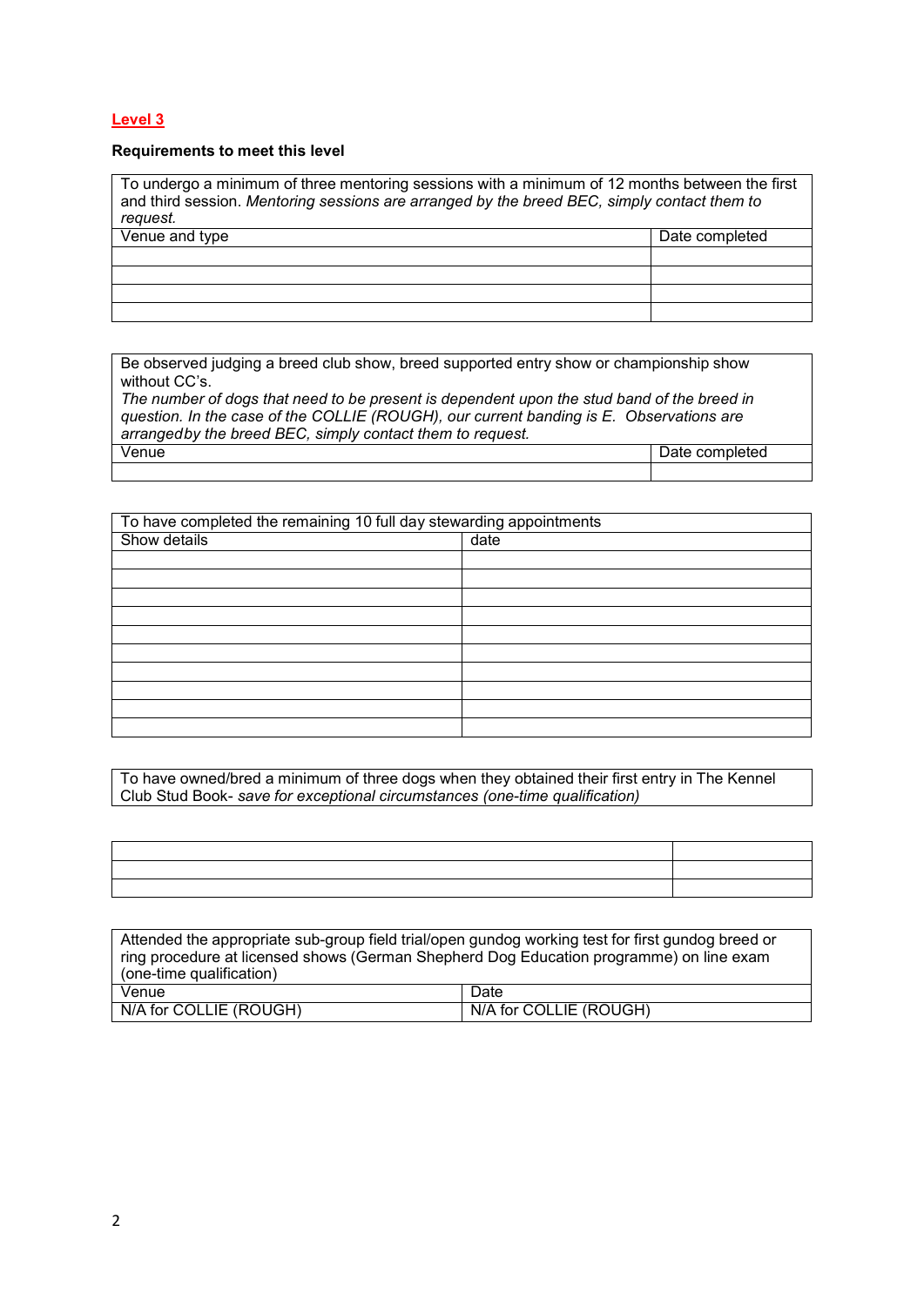## Level 3

**Requirements to meet this level**

| To undergo a minimum of three mentoring sessions with a minimum of 12 months between the first and third session. *Mentoring sessions are arranged by the breed BEC, simply contact them to request.* | |
|---|---|
| Venue and type | Date completed |
| | |
| | |
| | |
| | |

| Be observed judging a breed club show, breed supported entry show or championship show without CC's. *The number of dogs that need to be present is dependent upon the stud band of the breed in question. In the case of the COLLIE (ROUGH), our current banding is E. Observations are arrangedby the breed BEC, simply contact them to request.* | |
|---|---|
| Venue | Date completed |
| | |

| To have completed the remaining 10 full day stewarding appointments | |
|---|---|
| Show details | date |
| | |
| | |
| | |
| | |
| | |
| | |
| | |
| | |
| | |
| | |

| To have owned/bred a minimum of three dogs when they obtained their first entry in The Kennel Club Stud Book- *save for exceptional circumstances (one-time qualification)* |
|---|

| | |
|---|---|
| | |
| | |
| | |

| Attended the appropriate sub-group field trial/open gundog working test for first gundog breed or ring procedure at licensed shows (German Shepherd Dog Education programme) on line exam (one-time qualification) | |
|---|---|
| Venue | Date |
| N/A for COLLIE (ROUGH) | N/A for COLLIE (ROUGH) |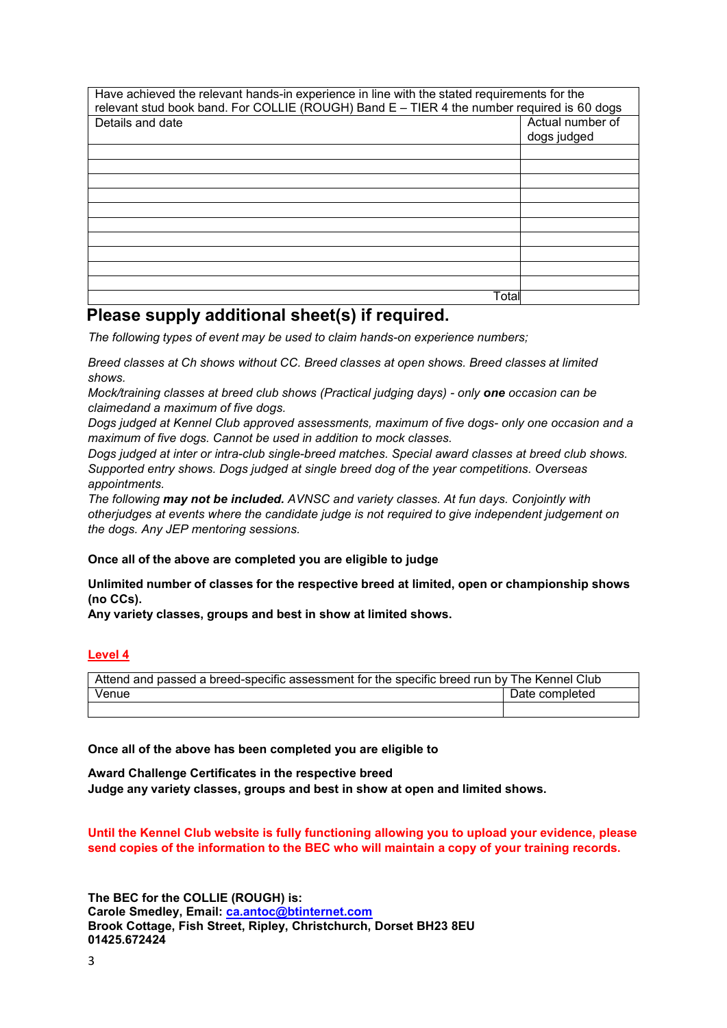| Have achieved the relevant hands-in experience in line with the stated requirements for the relevant stud book band. For COLLIE (ROUGH) Band E – TIER 4 the number required is 60 dogs | |
|---|---|
| Details and date | Actual number of dogs judged |
| | |
| | |
| | |
| | |
| | |
| | |
| | |
| | |
| | |
| | |
| Total | |

## Please supply additional sheet(s) if required.

*The following types of event may be used to claim hands-on experience numbers;*

*Breed classes at Ch shows without CC. Breed classes at open shows. Breed classes at limited shows.*
*Mock/training classes at breed club shows (Practical judging days) - only* ***one*** *occasion can be claimedand a maximum of five dogs.*
*Dogs judged at Kennel Club approved assessments, maximum of five dogs- only one occasion and a maximum of five dogs. Cannot be used in addition to mock classes.*
*Dogs judged at inter or intra-club single-breed matches. Special award classes at breed club shows. Supported entry shows. Dogs judged at single breed dog of the year competitions. Overseas appointments.*
*The following* ***may not be included.*** *AVNSC and variety classes. At fun days. Conjointly with otherjudges at events where the candidate judge is not required to give independent judgement on the dogs. Any JEP mentoring sessions.*

**Once all of the above are completed you are eligible to judge**

**Unlimited number of classes for the respective breed at limited, open or championship shows (no CCs).**
**Any variety classes, groups and best in show at limited shows.**

**Level 4**

| Attend and passed a breed-specific assessment for the specific breed run by The Kennel Club | |
|---|---|
| Venue | Date completed |
| | |

**Once all of the above has been completed you are eligible to**

**Award Challenge Certificates in the respective breed**
**Judge any variety classes, groups and best in show at open and limited shows.**

**Until the Kennel Club website is fully functioning allowing you to upload your evidence, please send copies of the information to the BEC who will maintain a copy of your training records.**

**The BEC for the COLLIE (ROUGH) is:**
**Carole Smedley, Email: ca.antoc@btinternet.com**
**Brook Cottage, Fish Street, Ripley, Christchurch, Dorset BH23 8EU**
**01425.672424**